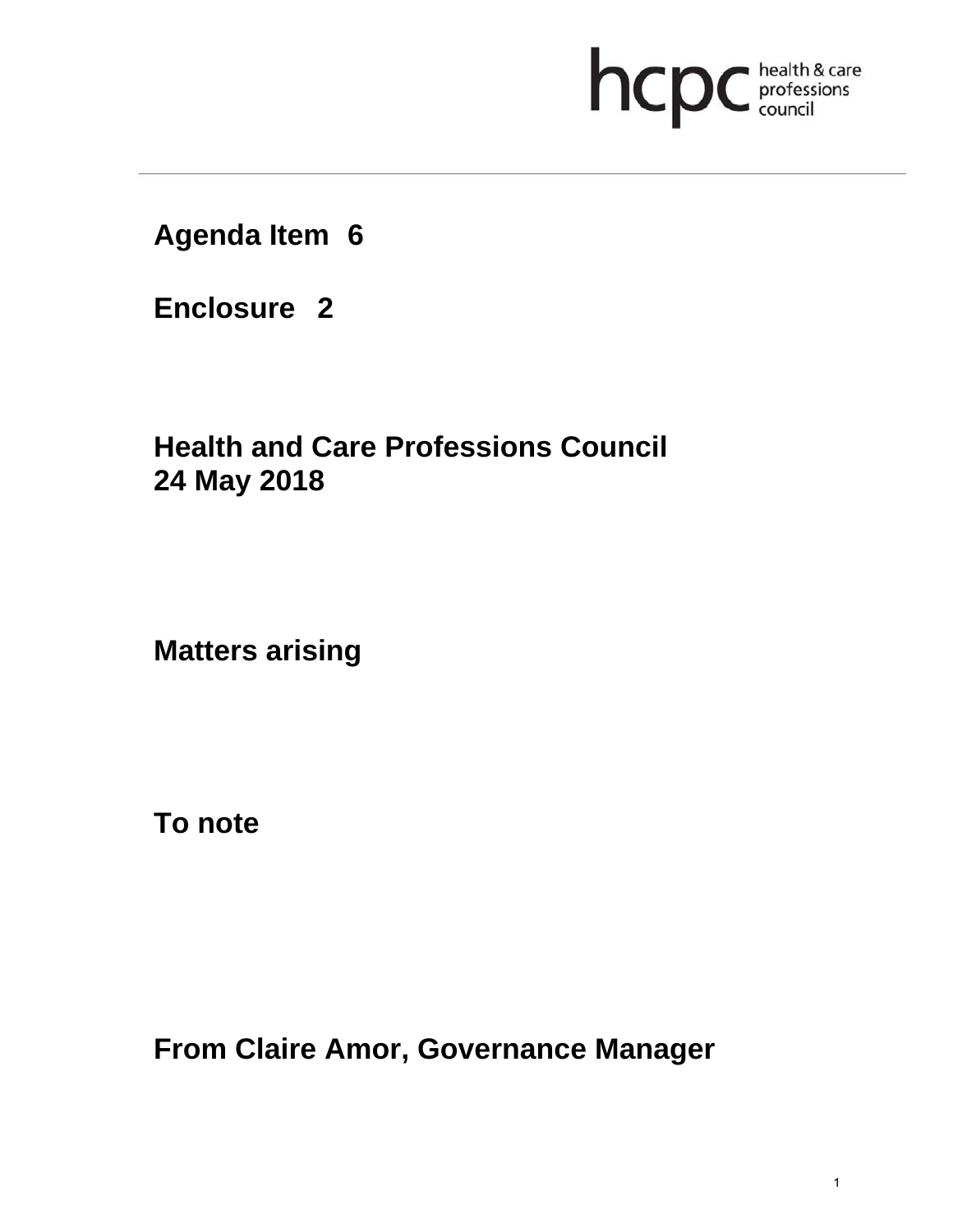hcpc health & care professions council

**Agenda Item 6**

**Enclosure 2**

**Health and Care Professions Council**
**24 May 2018**

**Matters arising**

**To note**

**From Claire Amor, Governance Manager**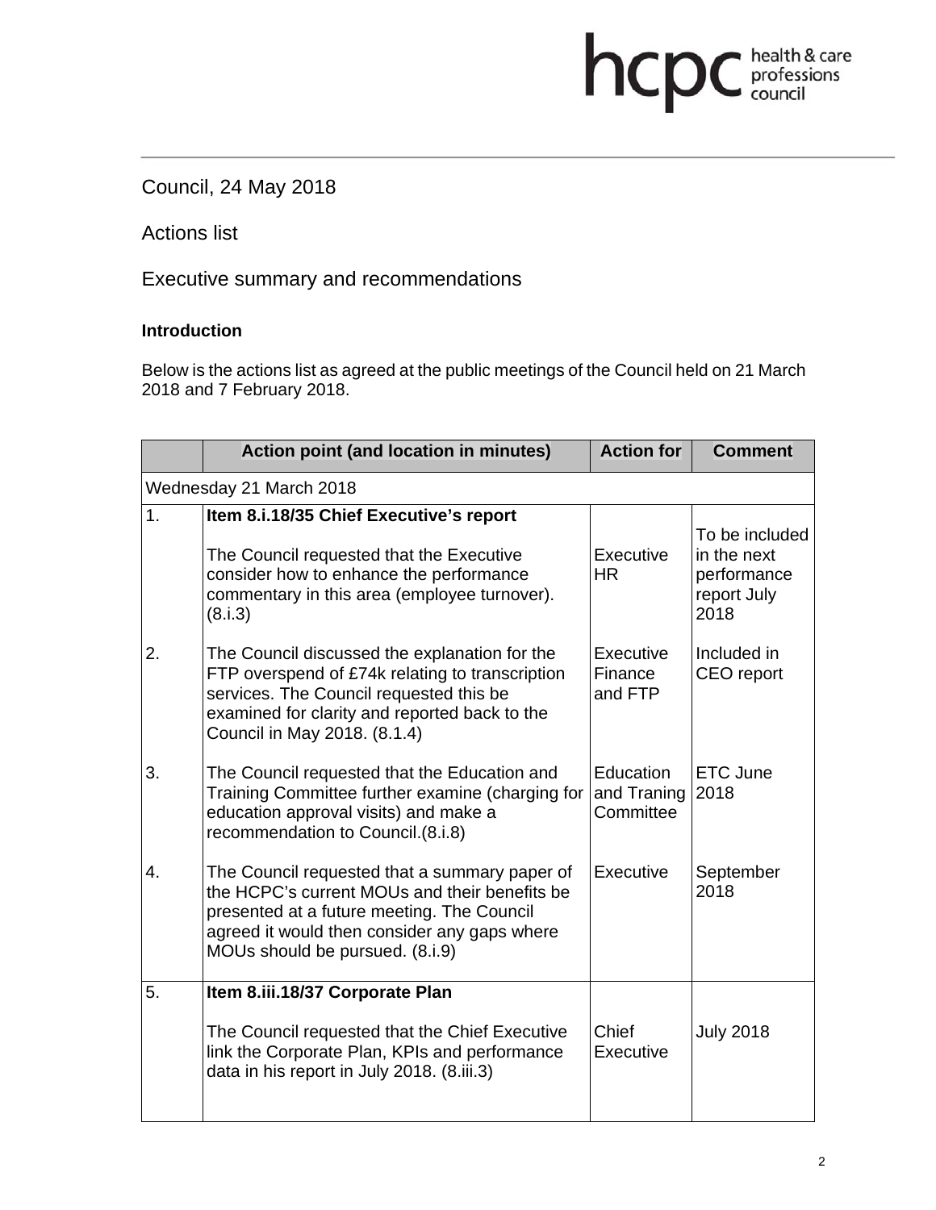Council, 24 May 2018

Actions list

Executive summary and recommendations

**Introduction**

Below is the actions list as agreed at the public meetings of the Council held on 21 March 2018 and 7 February 2018.

| | Action point (and location in minutes) | Action for | Comment |
|---|---|---|---|
| Wednesday 21 March 2018 | | | |
| 1. | **Item 8.i.18/35 Chief Executive's report**<br><br>The Council requested that the Executive consider how to enhance the performance commentary in this area (employee turnover). (8.i.3) | Executive HR | To be included in the next performance report July 2018 |
| 2. | The Council discussed the explanation for the FTP overspend of £74k relating to transcription services. The Council requested this be examined for clarity and reported back to the Council in May 2018. (8.1.4) | Executive Finance and FTP | Included in CEO report |
| 3. | The Council requested that the Education and Training Committee further examine (charging for education approval visits) and make a recommendation to Council.(8.i.8) | Education and Traning Committee | ETC June 2018 |
| 4. | The Council requested that a summary paper of the HCPC's current MOUs and their benefits be presented at a future meeting. The Council agreed it would then consider any gaps where MOUs should be pursued. (8.i.9) | Executive | September 2018 |
| 5. | **Item 8.iii.18/37 Corporate Plan**<br><br>The Council requested that the Chief Executive link the Corporate Plan, KPIs and performance data in his report in July 2018. (8.iii.3) | Chief Executive | July 2018 |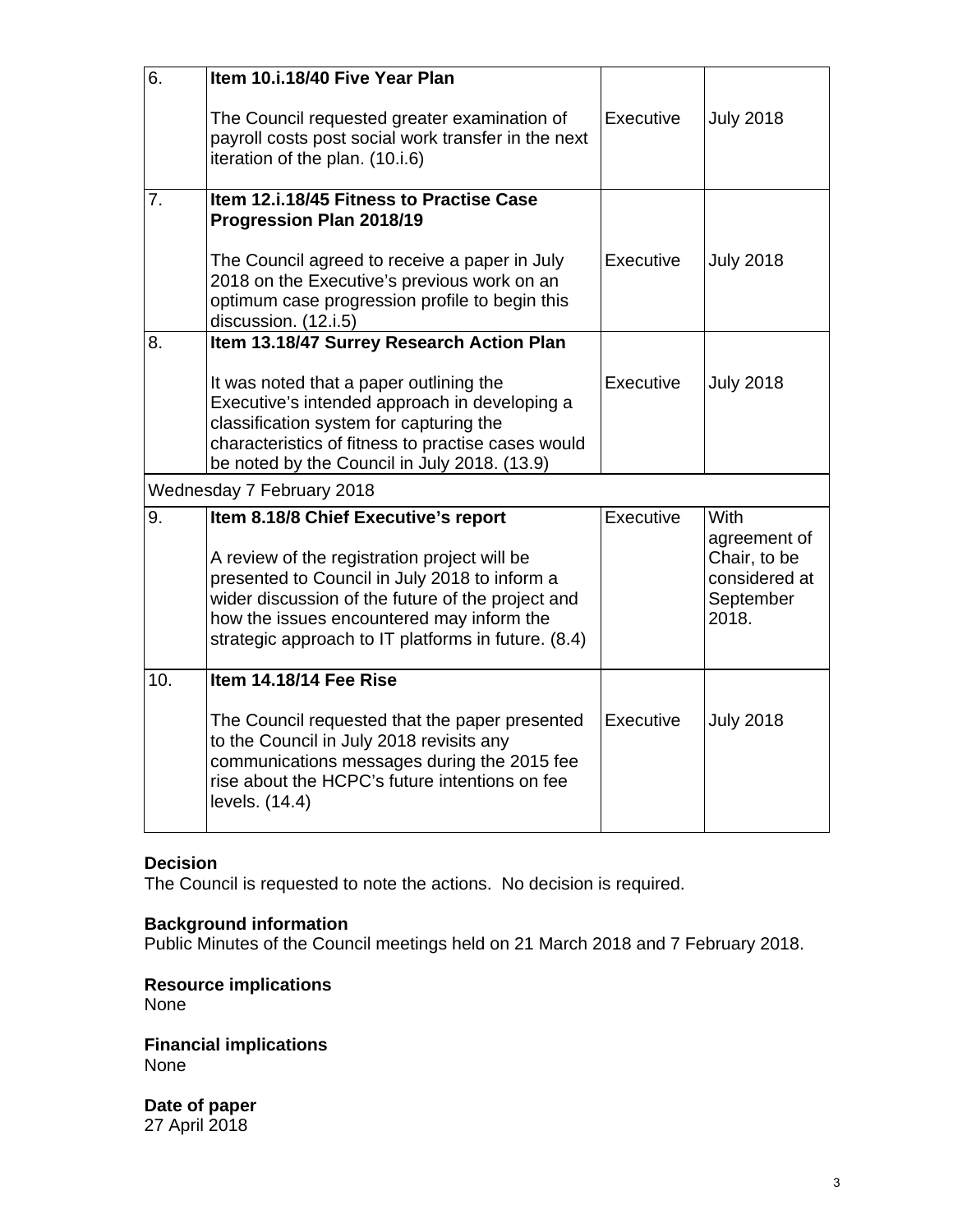| | | | |
|---|---|---|---|
| 6. | **Item 10.i.18/40 Five Year Plan**<br><br>The Council requested greater examination of payroll costs post social work transfer in the next iteration of the plan. (10.i.6) | Executive | July 2018 |
| 7. | **Item 12.i.18/45 Fitness to Practise Case Progression Plan 2018/19**<br><br>The Council agreed to receive a paper in July 2018 on the Executive's previous work on an optimum case progression profile to begin this discussion. (12.i.5) | Executive | July 2018 |
| 8. | **Item 13.18/47 Surrey Research Action Plan**<br><br>It was noted that a paper outlining the Executive's intended approach in developing a classification system for capturing the characteristics of fitness to practise cases would be noted by the Council in July 2018. (13.9) | Executive | July 2018 |
| Wednesday 7 February 2018 | | | |
| 9. | **Item 8.18/8 Chief Executive's report**<br><br>A review of the registration project will be presented to Council in July 2018 to inform a wider discussion of the future of the project and how the issues encountered may inform the strategic approach to IT platforms in future. (8.4) | Executive | With agreement of Chair, to be considered at September 2018. |
| 10. | **Item 14.18/14 Fee Rise**<br><br>The Council requested that the paper presented to the Council in July 2018 revisits any communications messages during the 2015 fee rise about the HCPC's future intentions on fee levels. (14.4) | Executive | July 2018 |

**Decision**
The Council is requested to note the actions. No decision is required.

**Background information**
Public Minutes of the Council meetings held on 21 March 2018 and 7 February 2018.

**Resource implications**
None

**Financial implications**
None

**Date of paper**
27 April 2018